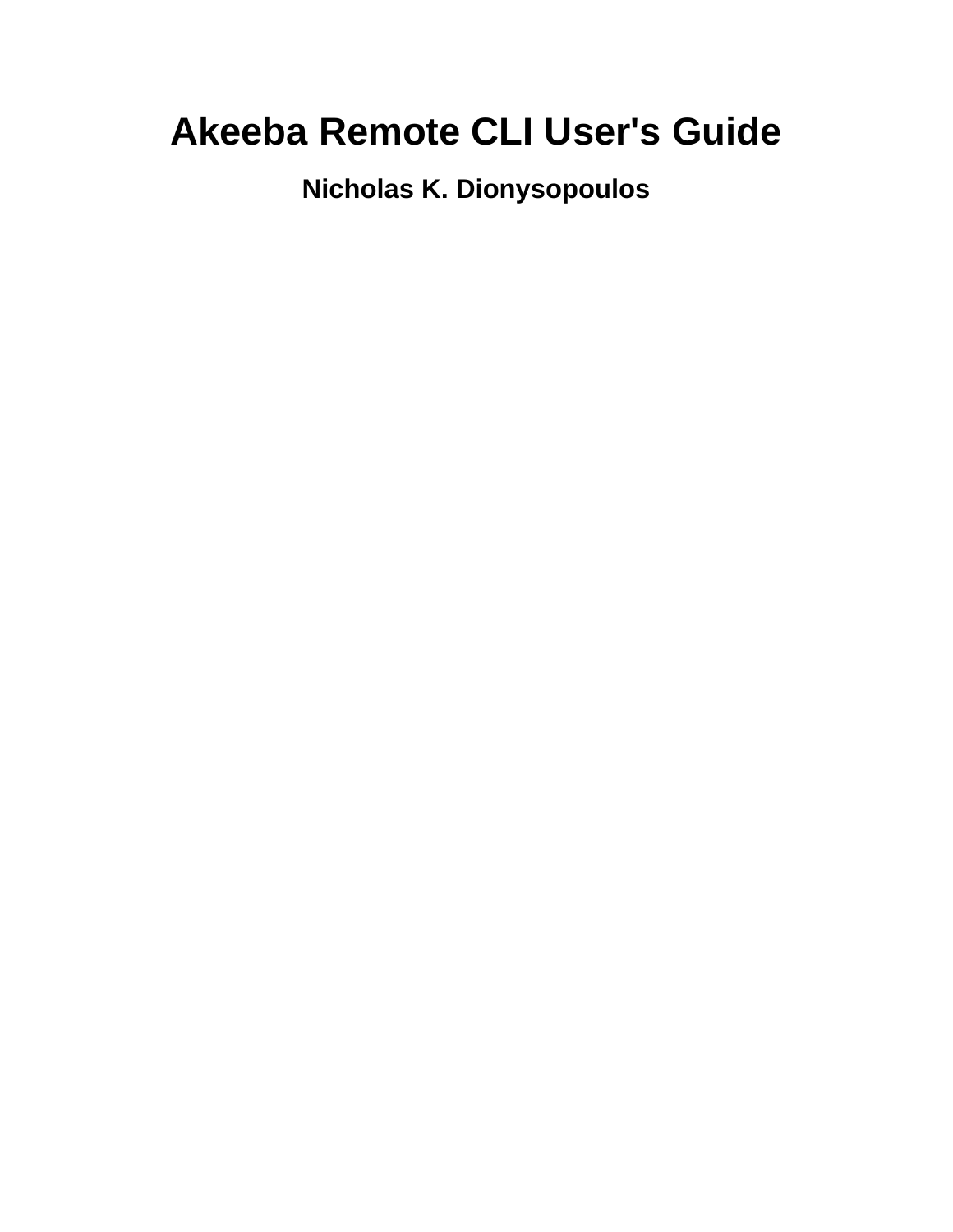# Akeeba Remote CLI User's Guide

**Nicholas K. Dionysopoulos**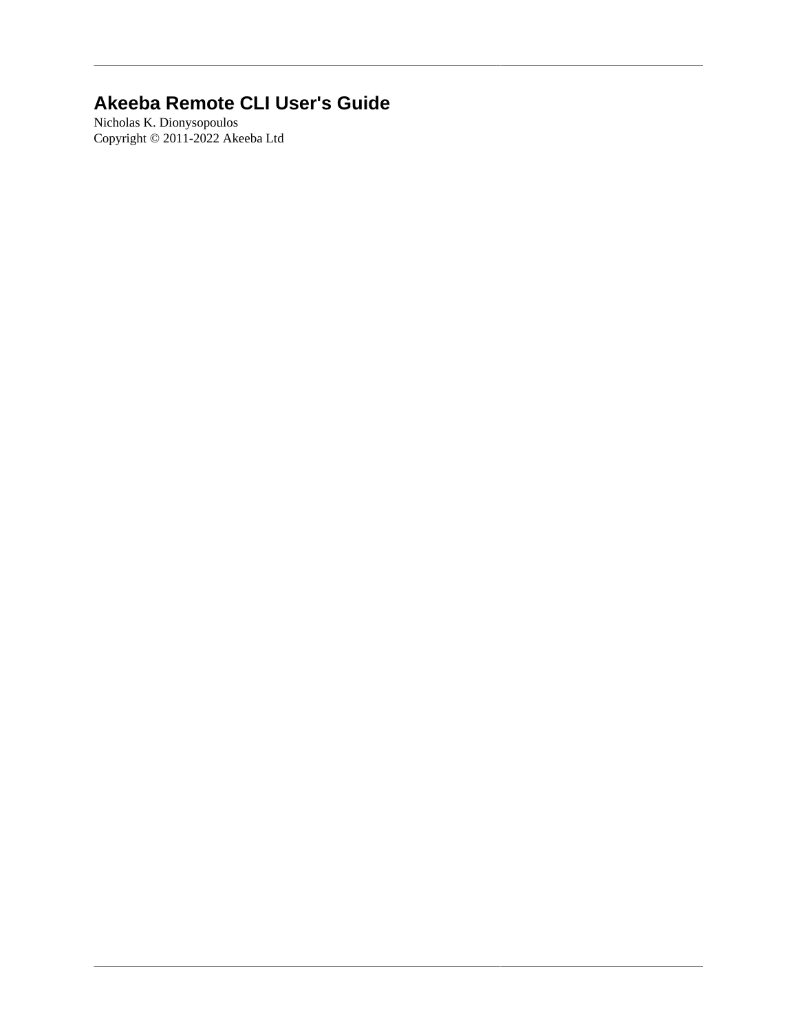# Akeeba Remote CLI User's Guide

Nicholas K. Dionysopoulos
Copyright © 2011-2022 Akeeba Ltd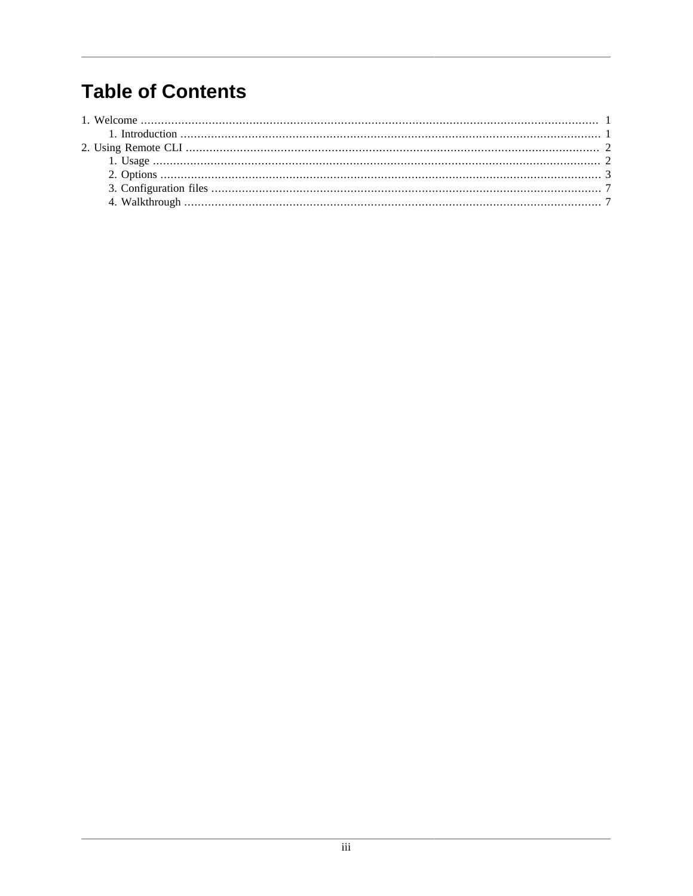# Table of Contents

1. Welcome ........................................................................................................................ 1
   1. Introduction ............................................................................................................ 1
2. Using Remote CLI ........................................................................................................ 2
   1. Usage .................................................................................................................... 2
   2. Options .................................................................................................................. 3
   3. Configuration files .................................................................................................... 7
   4. Walkthrough ............................................................................................................ 7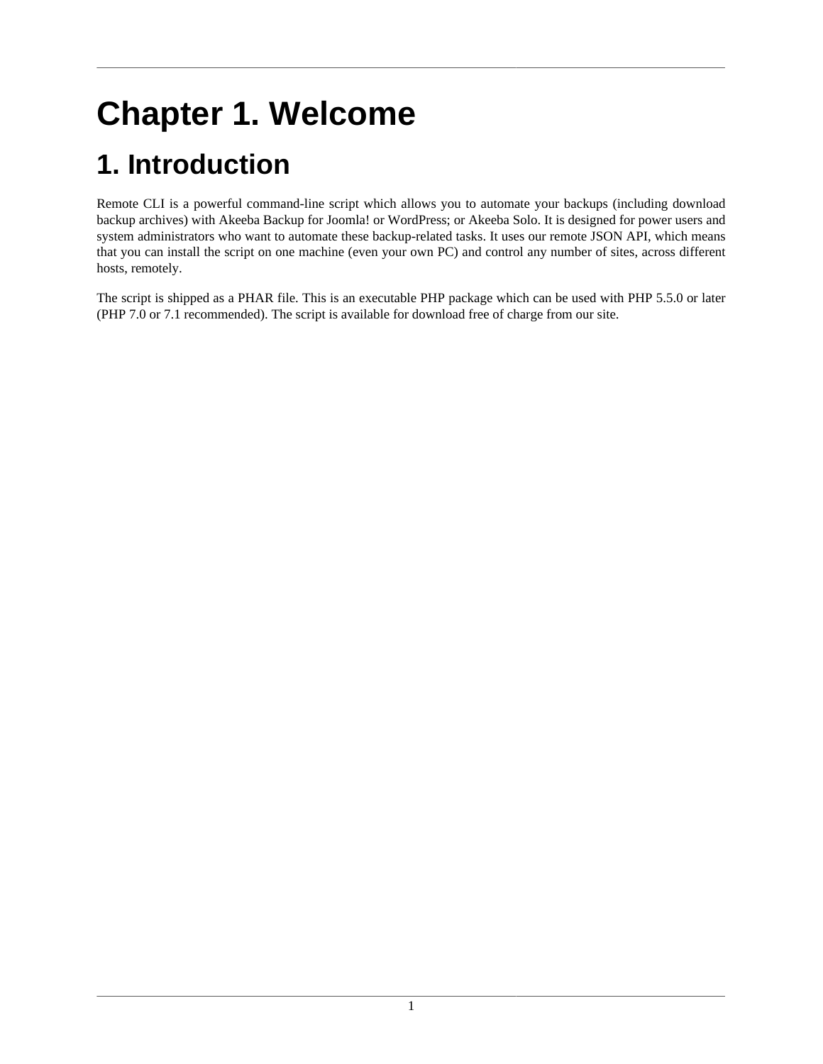# Chapter 1. Welcome

## 1. Introduction

Remote CLI is a powerful command-line script which allows you to automate your backups (including download backup archives) with Akeeba Backup for Joomla! or WordPress; or Akeeba Solo. It is designed for power users and system administrators who want to automate these backup-related tasks. It uses our remote JSON API, which means that you can install the script on one machine (even your own PC) and control any number of sites, across different hosts, remotely.

The script is shipped as a PHAR file. This is an executable PHP package which can be used with PHP 5.5.0 or later (PHP 7.0 or 7.1 recommended). The script is available for download free of charge from our site.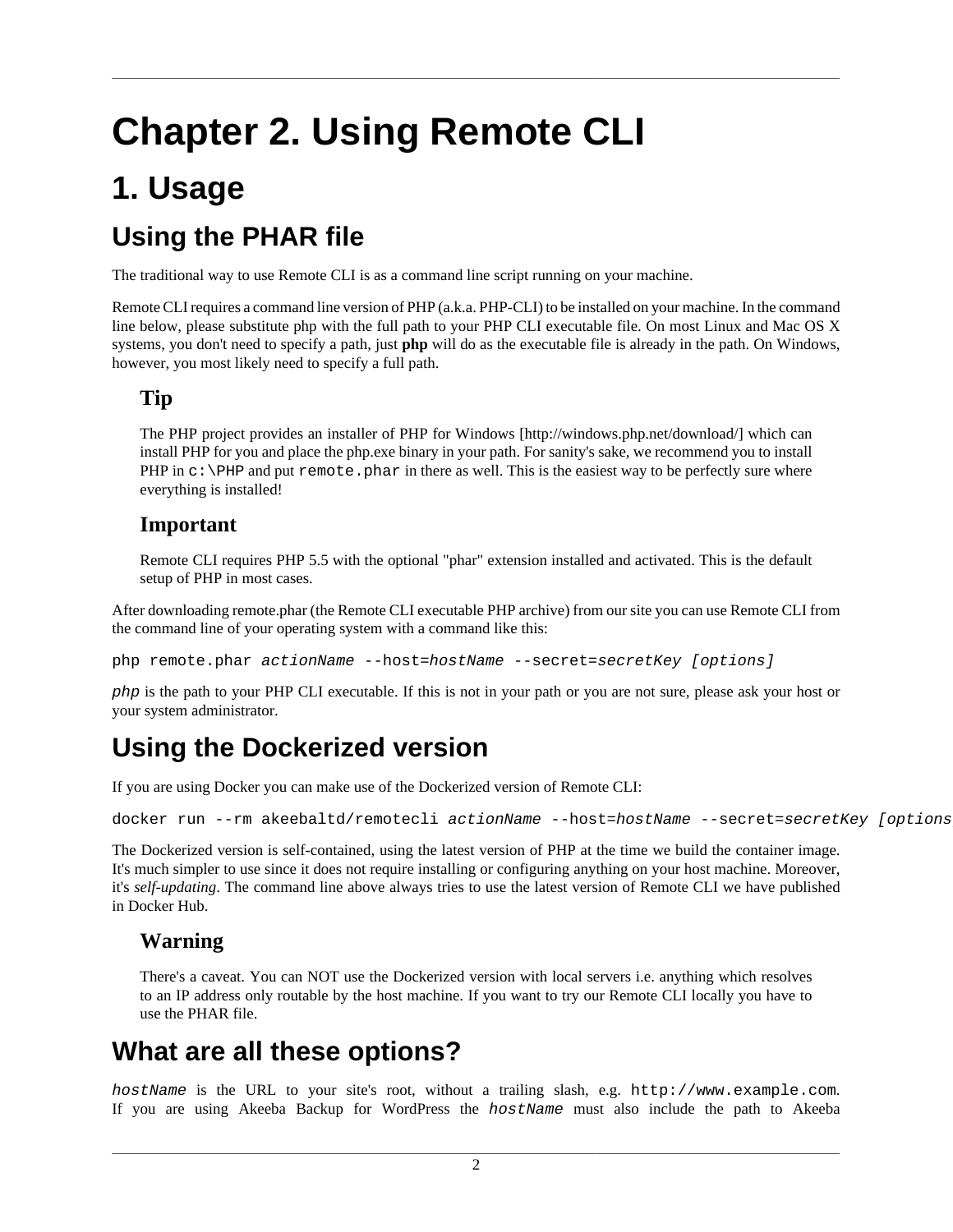# Chapter 2. Using Remote CLI

## 1. Usage

### Using the PHAR file

The traditional way to use Remote CLI is as a command line script running on your machine.

Remote CLI requires a command line version of PHP (a.k.a. PHP-CLI) to be installed on your machine. In the command line below, please substitute php with the full path to your PHP CLI executable file. On most Linux and Mac OS X systems, you don't need to specify a path, just **php** will do as the executable file is already in the path. On Windows, however, you most likely need to specify a full path.

#### Tip

The PHP project provides an installer of PHP for Windows [http://windows.php.net/download/] which can install PHP for you and place the php.exe binary in your path. For sanity's sake, we recommend you to install PHP in `c:\PHP` and put `remote.phar` in there as well. This is the easiest way to be perfectly sure where everything is installed!

#### Important

Remote CLI requires PHP 5.5 with the optional "phar" extension installed and activated. This is the default setup of PHP in most cases.

After downloading remote.phar (the Remote CLI executable PHP archive) from our site you can use Remote CLI from the command line of your operating system with a command like this:

```
php remote.phar actionName --host=hostName --secret=secretKey [options]
```

*php* is the path to your PHP CLI executable. If this is not in your path or you are not sure, please ask your host or your system administrator.

### Using the Dockerized version

If you are using Docker you can make use of the Dockerized version of Remote CLI:

```
docker run --rm akeebaltd/remotecli actionName --host=hostName --secret=secretKey [options
```

The Dockerized version is self-contained, using the latest version of PHP at the time we build the container image. It's much simpler to use since it does not require installing or configuring anything on your host machine. Moreover, it's *self-updating*. The command line above always tries to use the latest version of Remote CLI we have published in Docker Hub.

#### Warning

There's a caveat. You can NOT use the Dockerized version with local servers i.e. anything which resolves to an IP address only routable by the host machine. If you want to try our Remote CLI locally you have to use the PHAR file.

### What are all these options?

*hostName* is the URL to your site's root, without a trailing slash, e.g. `http://www.example.com`. If you are using Akeeba Backup for WordPress the *hostName* must also include the path to Akeeba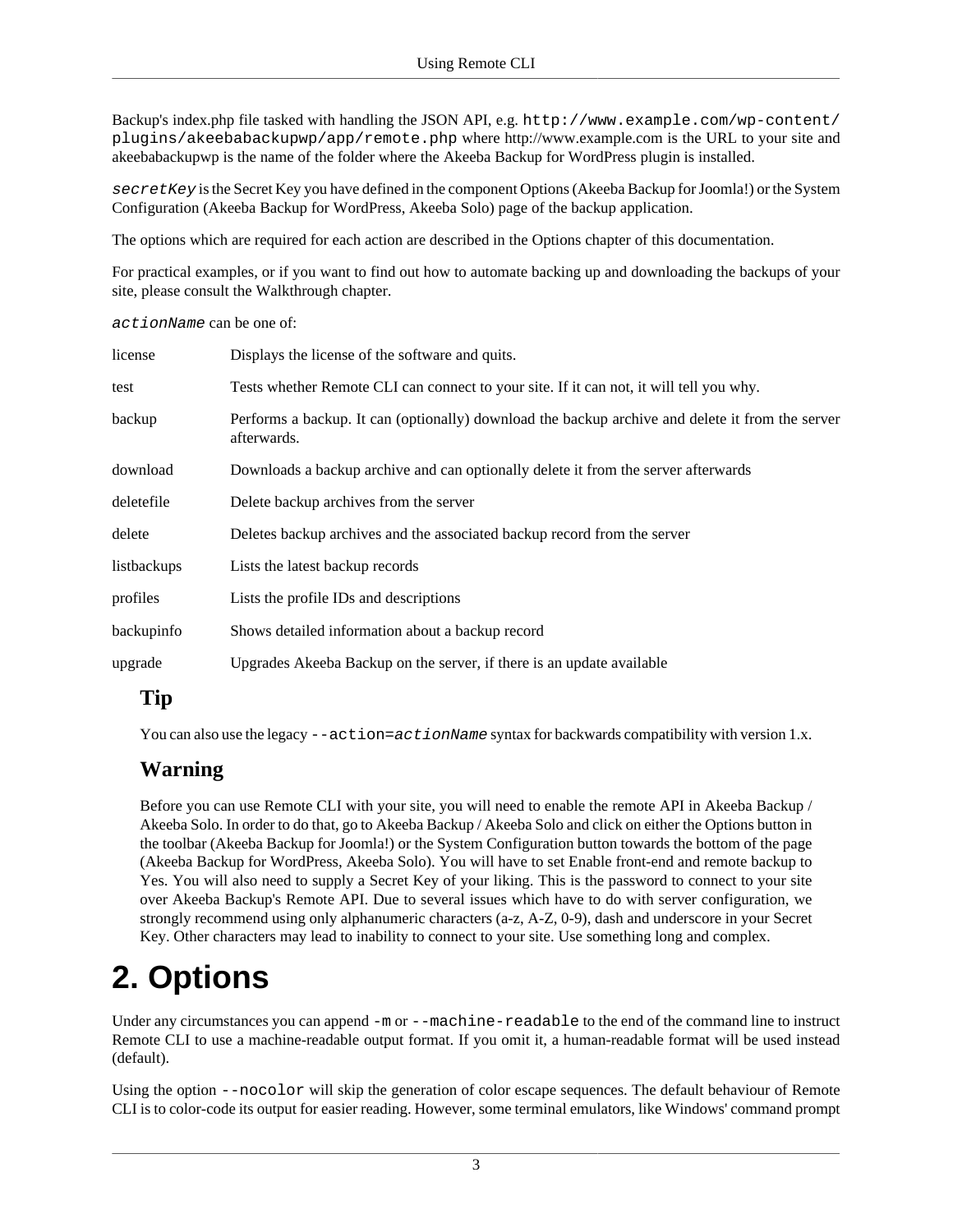Backup's index.php file tasked with handling the JSON API, e.g. `http://www.example.com/wp-content/plugins/akeebabackupwp/app/remote.php` where http://www.example.com is the URL to your site and akeebabackupwp is the name of the folder where the Akeeba Backup for WordPress plugin is installed.

*`secretKey`* is the Secret Key you have defined in the component Options (Akeeba Backup for Joomla!) or the System Configuration (Akeeba Backup for WordPress, Akeeba Solo) page of the backup application.

The options which are required for each action are described in the Options chapter of this documentation.

For practical examples, or if you want to find out how to automate backing up and downloading the backups of your site, please consult the Walkthrough chapter.

*`actionName`* can be one of:

| | |
|---|---|
| license | Displays the license of the software and quits. |
| test | Tests whether Remote CLI can connect to your site. If it can not, it will tell you why. |
| backup | Performs a backup. It can (optionally) download the backup archive and delete it from the server afterwards. |
| download | Downloads a backup archive and can optionally delete it from the server afterwards |
| deletefile | Delete backup archives from the server |
| delete | Deletes backup archives and the associated backup record from the server |
| listbackups | Lists the latest backup records |
| profiles | Lists the profile IDs and descriptions |
| backupinfo | Shows detailed information about a backup record |
| upgrade | Upgrades Akeeba Backup on the server, if there is an update available |

### Tip

You can also use the legacy `--action=`*`actionName`* syntax for backwards compatibility with version 1.x.

### Warning

Before you can use Remote CLI with your site, you will need to enable the remote API in Akeeba Backup / Akeeba Solo. In order to do that, go to Akeeba Backup / Akeeba Solo and click on either the Options button in the toolbar (Akeeba Backup for Joomla!) or the System Configuration button towards the bottom of the page (Akeeba Backup for WordPress, Akeeba Solo). You will have to set Enable front-end and remote backup to Yes. You will also need to supply a Secret Key of your liking. This is the password to connect to your site over Akeeba Backup's Remote API. Due to several issues which have to do with server configuration, we strongly recommend using only alphanumeric characters (a-z, A-Z, 0-9), dash and underscore in your Secret Key. Other characters may lead to inability to connect to your site. Use something long and complex.

# 2. Options

Under any circumstances you can append `-m` or `--machine-readable` to the end of the command line to instruct Remote CLI to use a machine-readable output format. If you omit it, a human-readable format will be used instead (default).

Using the option `--nocolor` will skip the generation of color escape sequences. The default behaviour of Remote CLI is to color-code its output for easier reading. However, some terminal emulators, like Windows' command prompt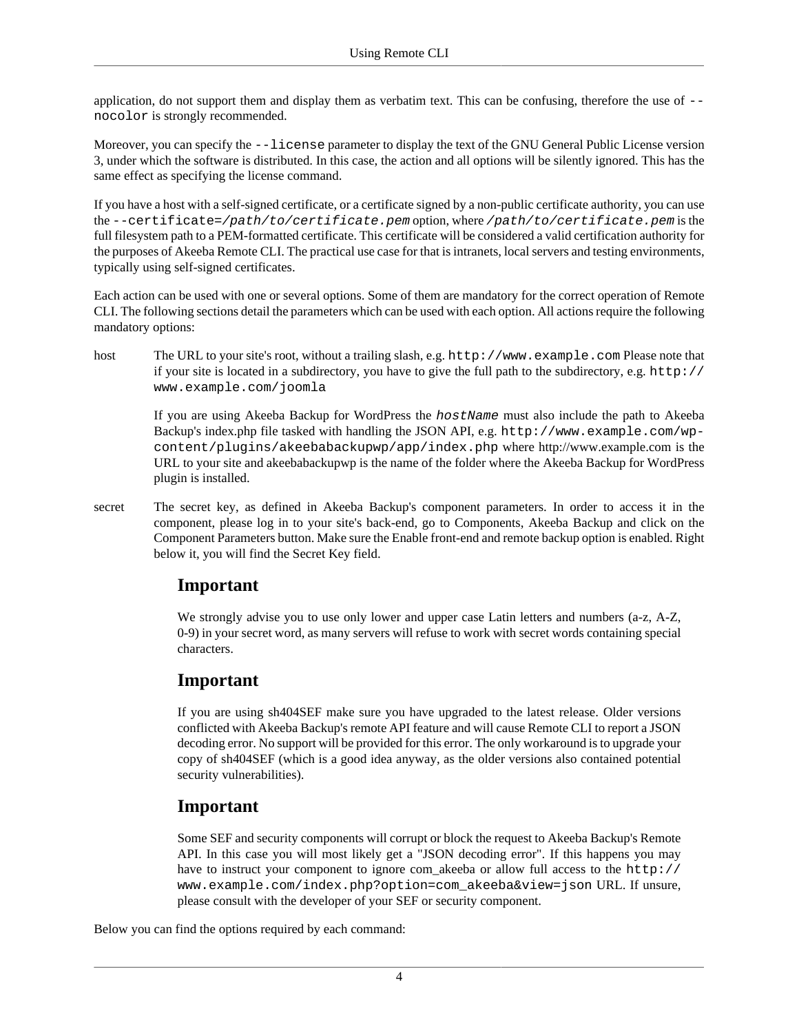application, do not support them and display them as verbatim text. This can be confusing, therefore the use of `--nocolor` is strongly recommended.

Moreover, you can specify the `--license` parameter to display the text of the GNU General Public License version 3, under which the software is distributed. In this case, the action and all options will be silently ignored. This has the same effect as specifying the license command.

If you have a host with a self-signed certificate, or a certificate signed by a non-public certificate authority, you can use the `--certificate=/path/to/certificate.pem` option, where `/path/to/certificate.pem` is the full filesystem path to a PEM-formatted certificate. This certificate will be considered a valid certification authority for the purposes of Akeeba Remote CLI. The practical use case for that is intranets, local servers and testing environments, typically using self-signed certificates.

Each action can be used with one or several options. Some of them are mandatory for the correct operation of Remote CLI. The following sections detail the parameters which can be used with each option. All actions require the following mandatory options:

host
: The URL to your site's root, without a trailing slash, e.g. `http://www.example.com` Please note that if your site is located in a subdirectory, you have to give the full path to the subdirectory, e.g. `http://www.example.com/joomla`

  If you are using Akeeba Backup for WordPress the *`hostName`* must also include the path to Akeeba Backup's index.php file tasked with handling the JSON API, e.g. `http://www.example.com/wp-content/plugins/akeebabackupwp/app/index.php` where http://www.example.com is the URL to your site and akeebabackupwp is the name of the folder where the Akeeba Backup for WordPress plugin is installed.

secret
: The secret key, as defined in Akeeba Backup's component parameters. In order to access it in the component, please log in to your site's back-end, go to Components, Akeeba Backup and click on the Component Parameters button. Make sure the Enable front-end and remote backup option is enabled. Right below it, you will find the Secret Key field.

  ### Important

  We strongly advise you to use only lower and upper case Latin letters and numbers (a-z, A-Z, 0-9) in your secret word, as many servers will refuse to work with secret words containing special characters.

  ### Important

  If you are using sh404SEF make sure you have upgraded to the latest release. Older versions conflicted with Akeeba Backup's remote API feature and will cause Remote CLI to report a JSON decoding error. No support will be provided for this error. The only workaround is to upgrade your copy of sh404SEF (which is a good idea anyway, as the older versions also contained potential security vulnerabilities).

  ### Important

  Some SEF and security components will corrupt or block the request to Akeeba Backup's Remote API. In this case you will most likely get a "JSON decoding error". If this happens you may have to instruct your component to ignore com_akeeba or allow full access to the `http://www.example.com/index.php?option=com_akeeba&view=json` URL. If unsure, please consult with the developer of your SEF or security component.

Below you can find the options required by each command: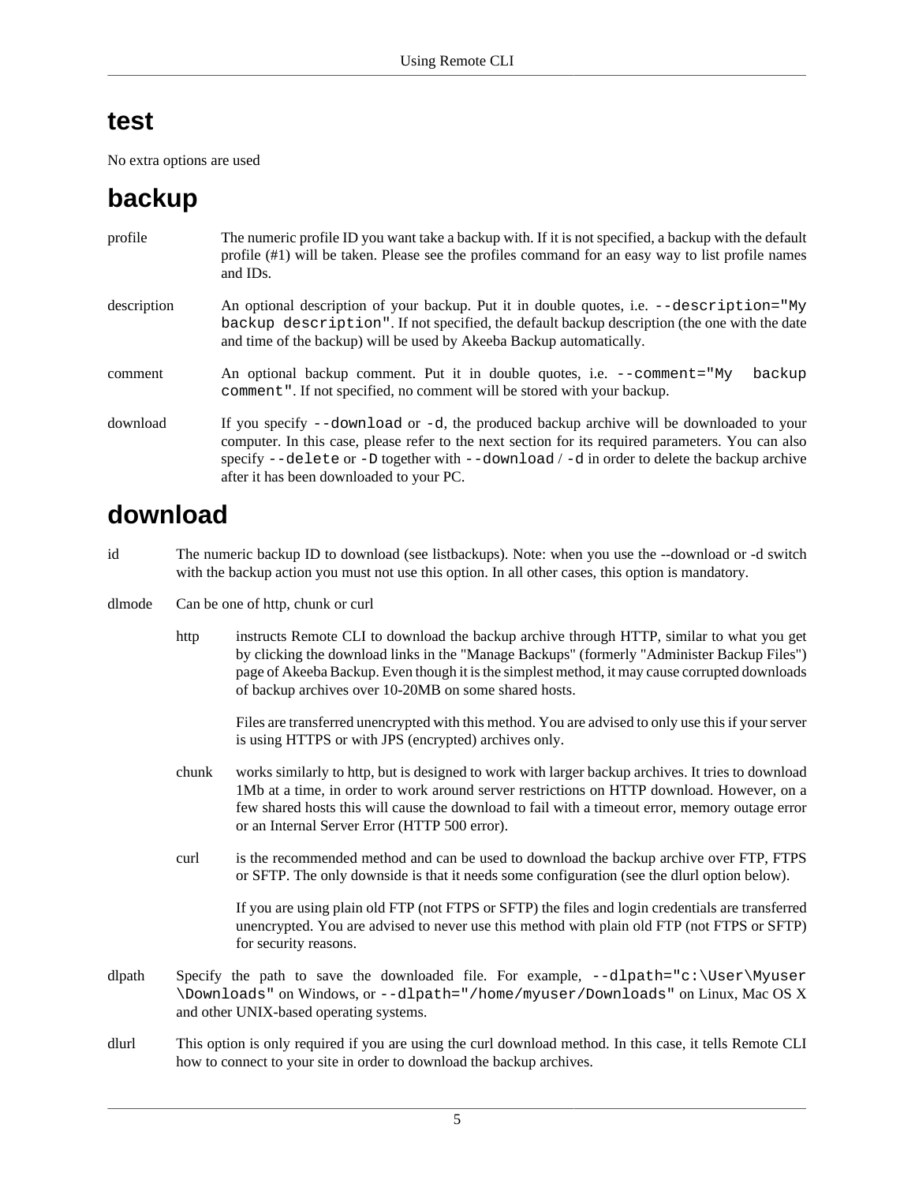## test

No extra options are used

## backup

profile
: The numeric profile ID you want take a backup with. If it is not specified, a backup with the default profile (#1) will be taken. Please see the profiles command for an easy way to list profile names and IDs.

description
: An optional description of your backup. Put it in double quotes, i.e. `--description="My backup description"`. If not specified, the default backup description (the one with the date and time of the backup) will be used by Akeeba Backup automatically.

comment
: An optional backup comment. Put it in double quotes, i.e. `--comment="My backup comment"`. If not specified, no comment will be stored with your backup.

download
: If you specify `--download` or `-d`, the produced backup archive will be downloaded to your computer. In this case, please refer to the next section for its required parameters. You can also specify `--delete` or `-D` together with `--download` / `-d` in order to delete the backup archive after it has been downloaded to your PC.

## download

id
: The numeric backup ID to download (see listbackups). Note: when you use the --download or -d switch with the backup action you must not use this option. In all other cases, this option is mandatory.

dlmode
: Can be one of http, chunk or curl

  http
  : instructs Remote CLI to download the backup archive through HTTP, similar to what you get by clicking the download links in the "Manage Backups" (formerly "Administer Backup Files") page of Akeeba Backup. Even though it is the simplest method, it may cause corrupted downloads of backup archives over 10-20MB on some shared hosts.

    Files are transferred unencrypted with this method. You are advised to only use this if your server is using HTTPS or with JPS (encrypted) archives only.

  chunk
  : works similarly to http, but is designed to work with larger backup archives. It tries to download 1Mb at a time, in order to work around server restrictions on HTTP download. However, on a few shared hosts this will cause the download to fail with a timeout error, memory outage error or an Internal Server Error (HTTP 500 error).

  curl
  : is the recommended method and can be used to download the backup archive over FTP, FTPS or SFTP. The only downside is that it needs some configuration (see the dlurl option below).

    If you are using plain old FTP (not FTPS or SFTP) the files and login credentials are transferred unencrypted. You are advised to never use this method with plain old FTP (not FTPS or SFTP) for security reasons.

dlpath
: Specify the path to save the downloaded file. For example, `--dlpath="c:\User\Myuser\Downloads"` on Windows, or `--dlpath="/home/myuser/Downloads"` on Linux, Mac OS X and other UNIX-based operating systems.

dlurl
: This option is only required if you are using the curl download method. In this case, it tells Remote CLI how to connect to your site in order to download the backup archives.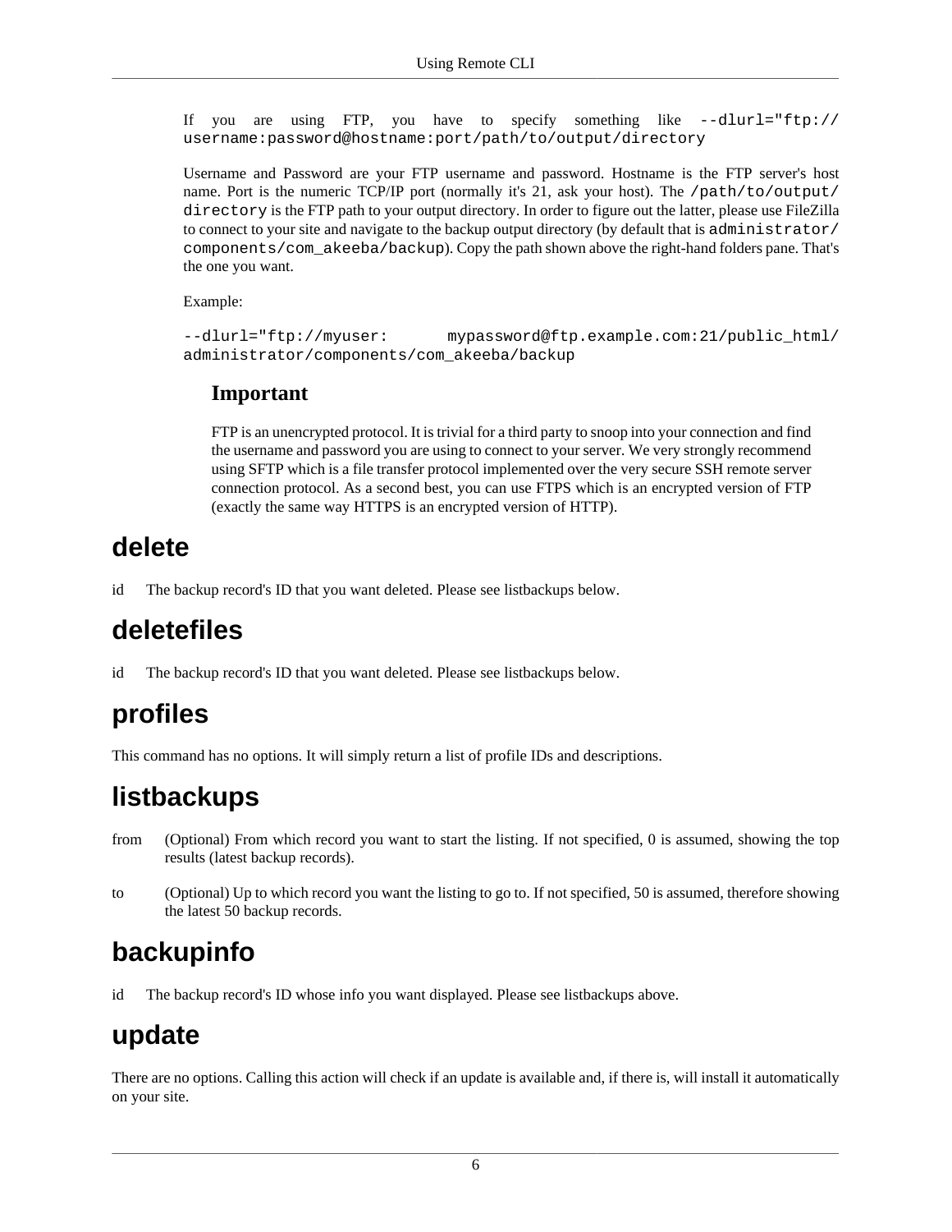If you are using FTP, you have to specify something like `--dlurl="ftp://username:password@hostname:port/path/to/output/directory`

Username and Password are your FTP username and password. Hostname is the FTP server's host name. Port is the numeric TCP/IP port (normally it's 21, ask your host). The `/path/to/output/directory` is the FTP path to your output directory. In order to figure out the latter, please use FileZilla to connect to your site and navigate to the backup output directory (by default that is `administrator/components/com_akeeba/backup`). Copy the path shown above the right-hand folders pane. That's the one you want.

Example:

```
--dlurl="ftp://myuser:      mypassword@ftp.example.com:21/public_html/
administrator/components/com_akeeba/backup
```

> **Important**
>
> FTP is an unencrypted protocol. It is trivial for a third party to snoop into your connection and find the username and password you are using to connect to your server. We very strongly recommend using SFTP which is a file transfer protocol implemented over the very secure SSH remote server connection protocol. As a second best, you can use FTPS which is an encrypted version of FTP (exactly the same way HTTPS is an encrypted version of HTTP).

## delete

id The backup record's ID that you want deleted. Please see listbackups below.

## deletefiles

id The backup record's ID that you want deleted. Please see listbackups below.

## profiles

This command has no options. It will simply return a list of profile IDs and descriptions.

## listbackups

from (Optional) From which record you want to start the listing. If not specified, 0 is assumed, showing the top results (latest backup records).

to (Optional) Up to which record you want the listing to go to. If not specified, 50 is assumed, therefore showing the latest 50 backup records.

## backupinfo

id The backup record's ID whose info you want displayed. Please see listbackups above.

## update

There are no options. Calling this action will check if an update is available and, if there is, will install it automatically on your site.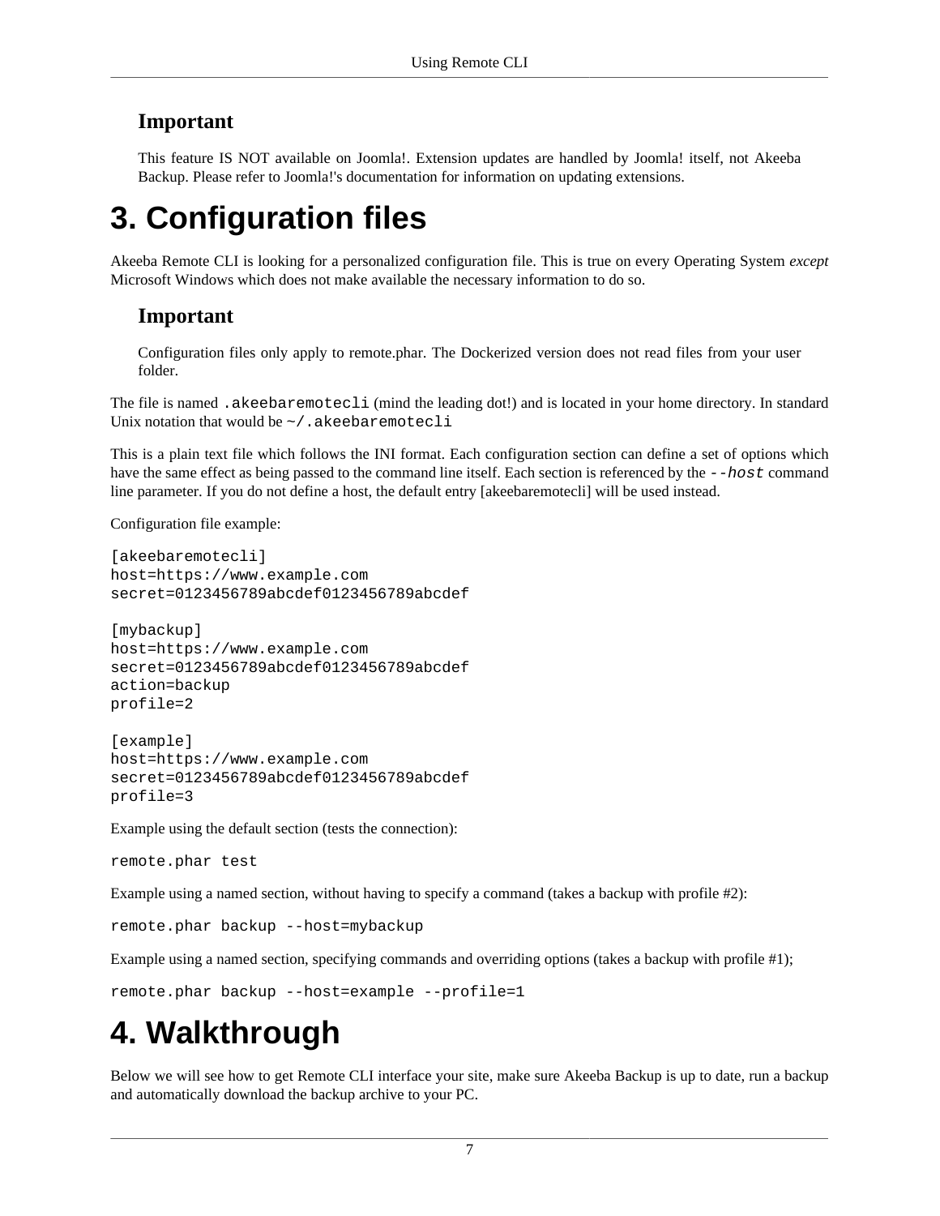### Important

This feature IS NOT available on Joomla!. Extension updates are handled by Joomla! itself, not Akeeba Backup. Please refer to Joomla!'s documentation for information on updating extensions.

# 3. Configuration files

Akeeba Remote CLI is looking for a personalized configuration file. This is true on every Operating System *except* Microsoft Windows which does not make available the necessary information to do so.

### Important

Configuration files only apply to remote.phar. The Dockerized version does not read files from your user folder.

The file is named `.akeebaremotecli` (mind the leading dot!) and is located in your home directory. In standard Unix notation that would be `~/.akeebaremotecli`

This is a plain text file which follows the INI format. Each configuration section can define a set of options which have the same effect as being passed to the command line itself. Each section is referenced by the *`--host`* command line parameter. If you do not define a host, the default entry [akeebaremotecli] will be used instead.

Configuration file example:

```
[akeebaremotecli]
host=https://www.example.com
secret=0123456789abcdef0123456789abcdef

[mybackup]
host=https://www.example.com
secret=0123456789abcdef0123456789abcdef
action=backup
profile=2

[example]
host=https://www.example.com
secret=0123456789abcdef0123456789abcdef
profile=3
```

Example using the default section (tests the connection):

```
remote.phar test
```

Example using a named section, without having to specify a command (takes a backup with profile #2):

```
remote.phar backup --host=mybackup
```

Example using a named section, specifying commands and overriding options (takes a backup with profile #1);

```
remote.phar backup --host=example --profile=1
```

# 4. Walkthrough

Below we will see how to get Remote CLI interface your site, make sure Akeeba Backup is up to date, run a backup and automatically download the backup archive to your PC.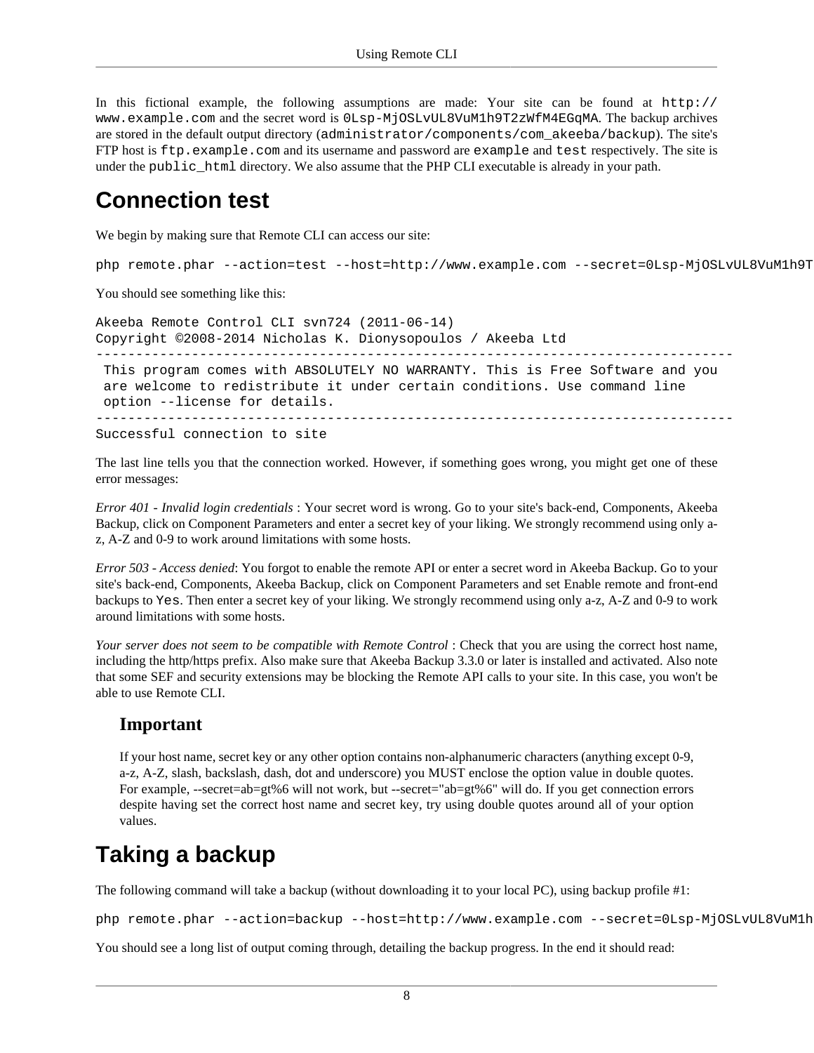In this fictional example, the following assumptions are made: Your site can be found at `http://www.example.com` and the secret word is `0Lsp-MjOSLvUL8VuM1h9T2zWfM4EGqMA`. The backup archives are stored in the default output directory (`administrator/components/com_akeeba/backup`). The site's FTP host is `ftp.example.com` and its username and password are `example` and `test` respectively. The site is under the `public_html` directory. We also assume that the PHP CLI executable is already in your path.

## Connection test

We begin by making sure that Remote CLI can access our site:

```
php remote.phar --action=test --host=http://www.example.com --secret=0Lsp-MjOSLvUL8VuM1h9T
```

You should see something like this:

```
Akeeba Remote Control CLI svn724 (2011-06-14)
Copyright ©2008-2014 Nicholas K. Dionysopoulos / Akeeba Ltd
-------------------------------------------------------------------------------
 This program comes with ABSOLUTELY NO WARRANTY. This is Free Software and you
 are welcome to redistribute it under certain conditions. Use command line
 option --license for details.
-------------------------------------------------------------------------------
Successful connection to site
```

The last line tells you that the connection worked. However, if something goes wrong, you might get one of these error messages:

*Error 401 - Invalid login credentials* : Your secret word is wrong. Go to your site's back-end, Components, Akeeba Backup, click on Component Parameters and enter a secret key of your liking. We strongly recommend using only a-z, A-Z and 0-9 to work around limitations with some hosts.

*Error 503 - Access denied*: You forgot to enable the remote API or enter a secret word in Akeeba Backup. Go to your site's back-end, Components, Akeeba Backup, click on Component Parameters and set Enable remote and front-end backups to `Yes`. Then enter a secret key of your liking. We strongly recommend using only a-z, A-Z and 0-9 to work around limitations with some hosts.

*Your server does not seem to be compatible with Remote Control* : Check that you are using the correct host name, including the http/https prefix. Also make sure that Akeeba Backup 3.3.0 or later is installed and activated. Also note that some SEF and security extensions may be blocking the Remote API calls to your site. In this case, you won't be able to use Remote CLI.

### Important

If your host name, secret key or any other option contains non-alphanumeric characters (anything except 0-9, a-z, A-Z, slash, backslash, dash, dot and underscore) you MUST enclose the option value in double quotes. For example, --secret=ab=gt%6 will not work, but --secret="ab=gt%6" will do. If you get connection errors despite having set the correct host name and secret key, try using double quotes around all of your option values.

## Taking a backup

The following command will take a backup (without downloading it to your local PC), using backup profile #1:

```
php remote.phar --action=backup --host=http://www.example.com --secret=0Lsp-MjOSLvUL8VuM1h
```

You should see a long list of output coming through, detailing the backup progress. In the end it should read: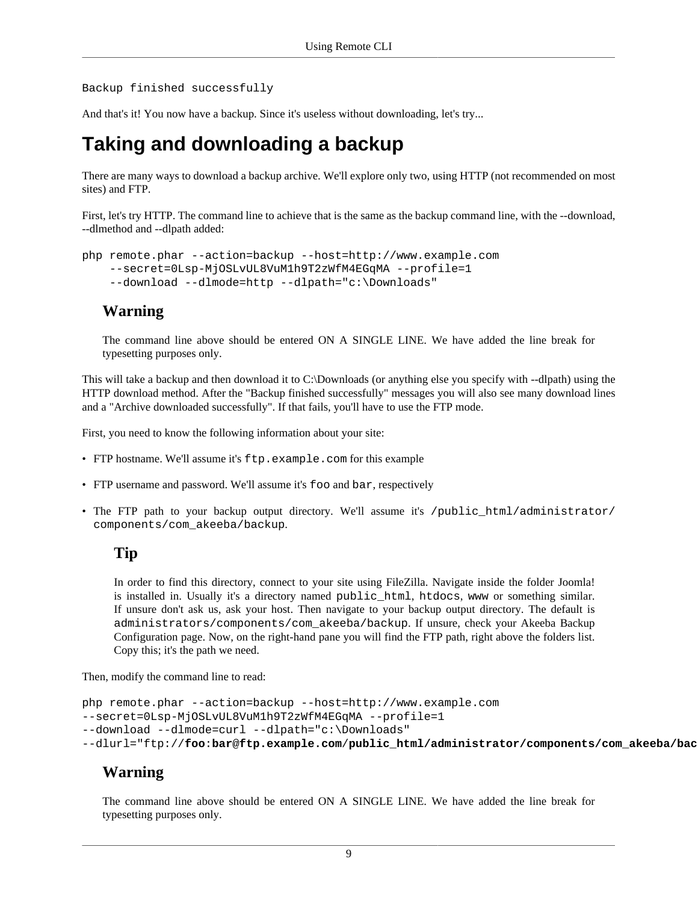```
Backup finished successfully
```

And that's it! You now have a backup. Since it's useless without downloading, let's try...

# Taking and downloading a backup

There are many ways to download a backup archive. We'll explore only two, using HTTP (not recommended on most sites) and FTP.

First, let's try HTTP. The command line to achieve that is the same as the backup command line, with the --download, --dlmethod and --dlpath added:

```
php remote.phar --action=backup --host=http://www.example.com
    --secret=0Lsp-MjOSLvUL8VuM1h9T2zWfM4EGqMA --profile=1
    --download --dlmode=http --dlpath="c:\Downloads"
```

### Warning

The command line above should be entered ON A SINGLE LINE. We have added the line break for typesetting purposes only.

This will take a backup and then download it to C:\Downloads (or anything else you specify with --dlpath) using the HTTP download method. After the "Backup finished successfully" messages you will also see many download lines and a "Archive downloaded successfully". If that fails, you'll have to use the FTP mode.

First, you need to know the following information about your site:

- FTP hostname. We'll assume it's `ftp.example.com` for this example
- FTP username and password. We'll assume it's `foo` and `bar`, respectively
- The FTP path to your backup output directory. We'll assume it's `/public_html/administrator/components/com_akeeba/backup`.

### Tip

In order to find this directory, connect to your site using FileZilla. Navigate inside the folder Joomla! is installed in. Usually it's a directory named `public_html`, `htdocs`, `www` or something similar. If unsure don't ask us, ask your host. Then navigate to your backup output directory. The default is `administrators/components/com_akeeba/backup`. If unsure, check your Akeeba Backup Configuration page. Now, on the right-hand pane you will find the FTP path, right above the folders list. Copy this; it's the path we need.

Then, modify the command line to read:

```
php remote.phar --action=backup --host=http://www.example.com
--secret=0Lsp-MjOSLvUL8VuM1h9T2zWfM4EGqMA --profile=1
--download --dlmode=curl --dlpath="c:\Downloads"
--dlurl="ftp://foo:bar@ftp.example.com/public_html/administrator/components/com_akeeba/bac
```

### Warning

The command line above should be entered ON A SINGLE LINE. We have added the line break for typesetting purposes only.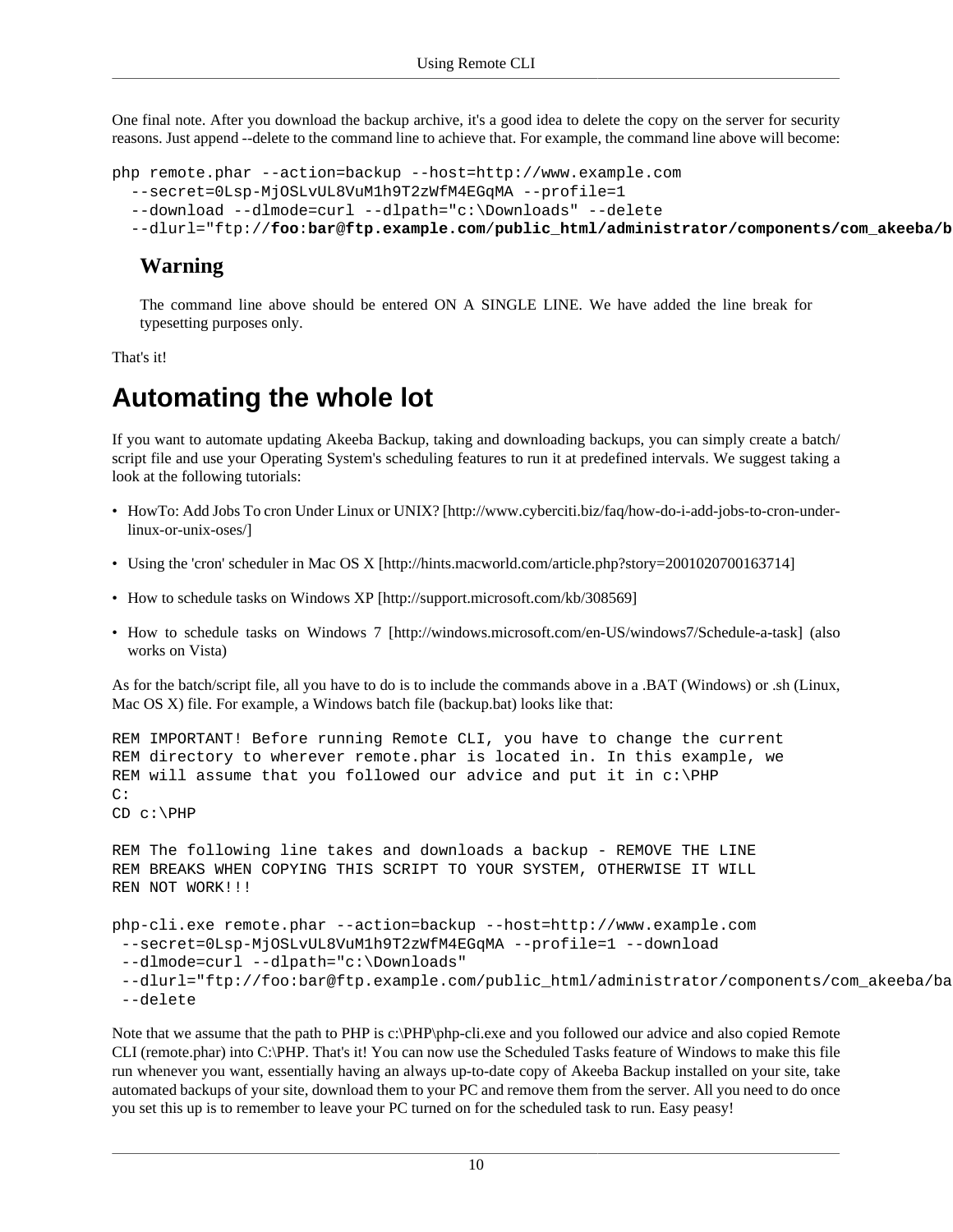One final note. After you download the backup archive, it's a good idea to delete the copy on the server for security reasons. Just append --delete to the command line to achieve that. For example, the command line above will become:

```
php remote.phar --action=backup --host=http://www.example.com
  --secret=0Lsp-MjOSLvUL8VuM1h9T2zWfM4EGqMA --profile=1
  --download --dlmode=curl --dlpath="c:\Downloads" --delete
  --dlurl="ftp://foo:bar@ftp.example.com/public_html/administrator/components/com_akeeba/b
```

### Warning

The command line above should be entered ON A SINGLE LINE. We have added the line break for typesetting purposes only.

That's it!

# Automating the whole lot

If you want to automate updating Akeeba Backup, taking and downloading backups, you can simply create a batch/script file and use your Operating System's scheduling features to run it at predefined intervals. We suggest taking a look at the following tutorials:

- HowTo: Add Jobs To cron Under Linux or UNIX? [http://www.cyberciti.biz/faq/how-do-i-add-jobs-to-cron-under-linux-or-unix-oses/]
- Using the 'cron' scheduler in Mac OS X [http://hints.macworld.com/article.php?story=2001020700163714]
- How to schedule tasks on Windows XP [http://support.microsoft.com/kb/308569]
- How to schedule tasks on Windows 7 [http://windows.microsoft.com/en-US/windows7/Schedule-a-task] (also works on Vista)

As for the batch/script file, all you have to do is to include the commands above in a .BAT (Windows) or .sh (Linux, Mac OS X) file. For example, a Windows batch file (backup.bat) looks like that:

```
REM IMPORTANT! Before running Remote CLI, you have to change the current
REM directory to wherever remote.phar is located in. In this example, we
REM will assume that you followed our advice and put it in c:\PHP
C:
CD c:\PHP

REM The following line takes and downloads a backup - REMOVE THE LINE
REM BREAKS WHEN COPYING THIS SCRIPT TO YOUR SYSTEM, OTHERWISE IT WILL
REN NOT WORK!!!

php-cli.exe remote.phar --action=backup --host=http://www.example.com
 --secret=0Lsp-MjOSLvUL8VuM1h9T2zWfM4EGqMA --profile=1 --download
 --dlmode=curl --dlpath="c:\Downloads"
 --dlurl="ftp://foo:bar@ftp.example.com/public_html/administrator/components/com_akeeba/ba
 --delete
```

Note that we assume that the path to PHP is c:\PHP\php-cli.exe and you followed our advice and also copied Remote CLI (remote.phar) into C:\PHP. That's it! You can now use the Scheduled Tasks feature of Windows to make this file run whenever you want, essentially having an always up-to-date copy of Akeeba Backup installed on your site, take automated backups of your site, download them to your PC and remove them from the server. All you need to do once you set this up is to remember to leave your PC turned on for the scheduled task to run. Easy peasy!